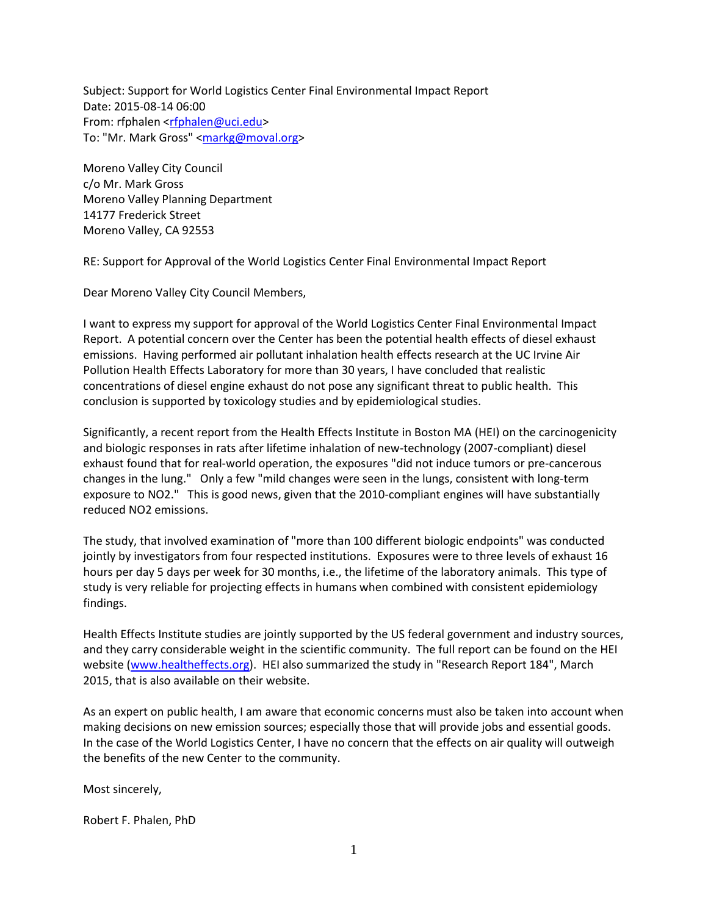Subject: Support for World Logistics Center Final Environmental Impact Report
Date: 2015-08-14 06:00
From: rfphalen <rfphalen@uci.edu>
To: "Mr. Mark Gross" <markg@moval.org>

Moreno Valley City Council
c/o Mr. Mark Gross
Moreno Valley Planning Department
14177 Frederick Street
Moreno Valley, CA 92553

RE: Support for Approval of the World Logistics Center Final Environmental Impact Report

Dear Moreno Valley City Council Members,

I want to express my support for approval of the World Logistics Center Final Environmental Impact Report. A potential concern over the Center has been the potential health effects of diesel exhaust emissions. Having performed air pollutant inhalation health effects research at the UC Irvine Air Pollution Health Effects Laboratory for more than 30 years, I have concluded that realistic concentrations of diesel engine exhaust do not pose any significant threat to public health. This conclusion is supported by toxicology studies and by epidemiological studies.

Significantly, a recent report from the Health Effects Institute in Boston MA (HEI) on the carcinogenicity and biologic responses in rats after lifetime inhalation of new-technology (2007-compliant) diesel exhaust found that for real-world operation, the exposures "did not induce tumors or pre-cancerous changes in the lung." Only a few "mild changes were seen in the lungs, consistent with long-term exposure to $NO_2$." This is good news, given that the 2010-compliant engines will have substantially reduced $NO_2$ emissions.

The study, that involved examination of "more than 100 different biologic endpoints" was conducted jointly by investigators from four respected institutions. Exposures were to three levels of exhaust 16 hours per day 5 days per week for 30 months, i.e., the lifetime of the laboratory animals. This type of study is very reliable for projecting effects in humans when combined with consistent epidemiology findings.

Health Effects Institute studies are jointly supported by the US federal government and industry sources, and they carry considerable weight in the scientific community. The full report can be found on the HEI website (www.healtheffects.org). HEI also summarized the study in "Research Report 184", March 2015, that is also available on their website.

As an expert on public health, I am aware that economic concerns must also be taken into account when making decisions on new emission sources; especially those that will provide jobs and essential goods. In the case of the World Logistics Center, I have no concern that the effects on air quality will outweigh the benefits of the new Center to the community.

Most sincerely,

Robert F. Phalen, PhD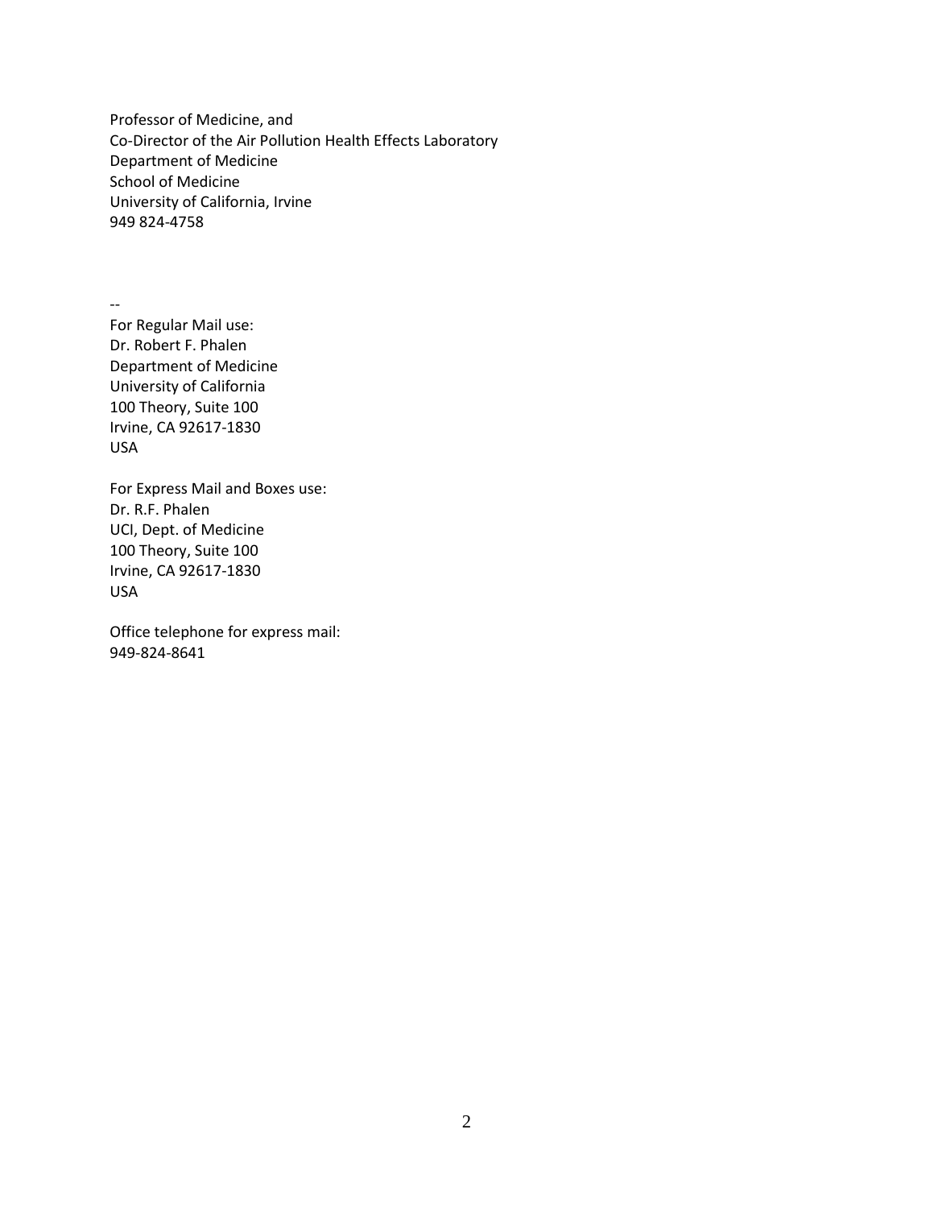Professor of Medicine, and
Co-Director of the Air Pollution Health Effects Laboratory
Department of Medicine
School of Medicine
University of California, Irvine
949 824-4758

--
For Regular Mail use:
Dr. Robert F. Phalen
Department of Medicine
University of California
100 Theory, Suite 100
Irvine, CA 92617-1830
USA

For Express Mail and Boxes use:
Dr. R.F. Phalen
UCI, Dept. of Medicine
100 Theory, Suite 100
Irvine, CA 92617-1830
USA

Office telephone for express mail:
949-824-8641